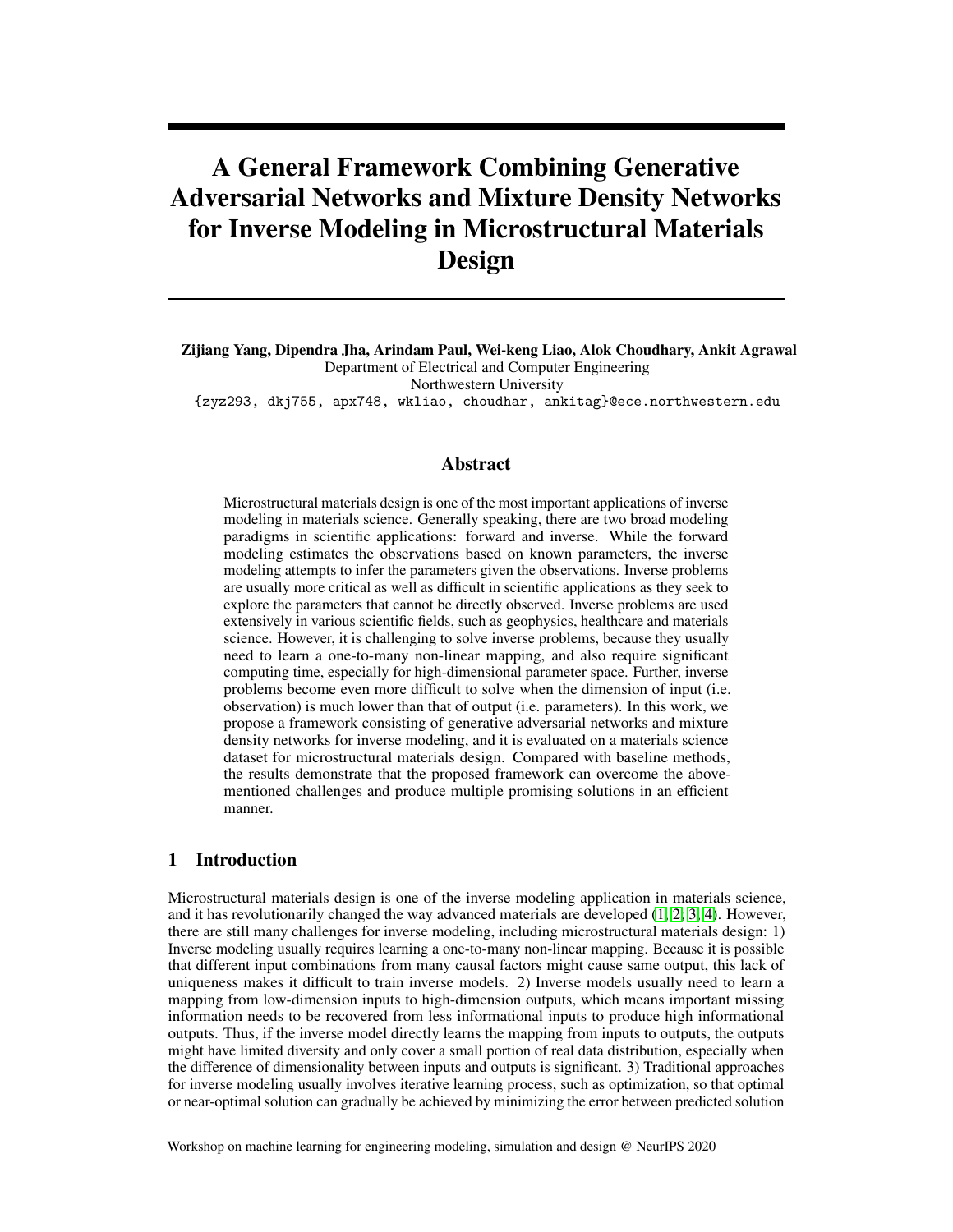# A General Framework Combining Generative Adversarial Networks and Mixture Density Networks for Inverse Modeling in Microstructural Materials Design

**Zijiang Yang, Dipendra Jha, Arindam Paul, Wei-keng Liao, Alok Choudhary, Ankit Agrawal**
Department of Electrical and Computer Engineering
Northwestern University
{zyz293, dkj755, apx748, wkliao, choudhar, ankitag}@ece.northwestern.edu

## Abstract

Microstructural materials design is one of the most important applications of inverse modeling in materials science. Generally speaking, there are two broad modeling paradigms in scientific applications: forward and inverse. While the forward modeling estimates the observations based on known parameters, the inverse modeling attempts to infer the parameters given the observations. Inverse problems are usually more critical as well as difficult in scientific applications as they seek to explore the parameters that cannot be directly observed. Inverse problems are used extensively in various scientific fields, such as geophysics, healthcare and materials science. However, it is challenging to solve inverse problems, because they usually need to learn a one-to-many non-linear mapping, and also require significant computing time, especially for high-dimensional parameter space. Further, inverse problems become even more difficult to solve when the dimension of input (i.e. observation) is much lower than that of output (i.e. parameters). In this work, we propose a framework consisting of generative adversarial networks and mixture density networks for inverse modeling, and it is evaluated on a materials science dataset for microstructural materials design. Compared with baseline methods, the results demonstrate that the proposed framework can overcome the above-mentioned challenges and produce multiple promising solutions in an efficient manner.

## 1 Introduction

Microstructural materials design is one of the inverse modeling application in materials science, and it has revolutionarily changed the way advanced materials are developed ([1; 2; 3; 4]). However, there are still many challenges for inverse modeling, including microstructural materials design: 1) Inverse modeling usually requires learning a one-to-many non-linear mapping. Because it is possible that different input combinations from many causal factors might cause same output, this lack of uniqueness makes it difficult to train inverse models. 2) Inverse models usually need to learn a mapping from low-dimension inputs to high-dimension outputs, which means important missing information needs to be recovered from less informational inputs to produce high informational outputs. Thus, if the inverse model directly learns the mapping from inputs to outputs, the outputs might have limited diversity and only cover a small portion of real data distribution, especially when the difference of dimensionality between inputs and outputs is significant. 3) Traditional approaches for inverse modeling usually involves iterative learning process, such as optimization, so that optimal or near-optimal solution can gradually be achieved by minimizing the error between predicted solution

Workshop on machine learning for engineering modeling, simulation and design @ NeurIPS 2020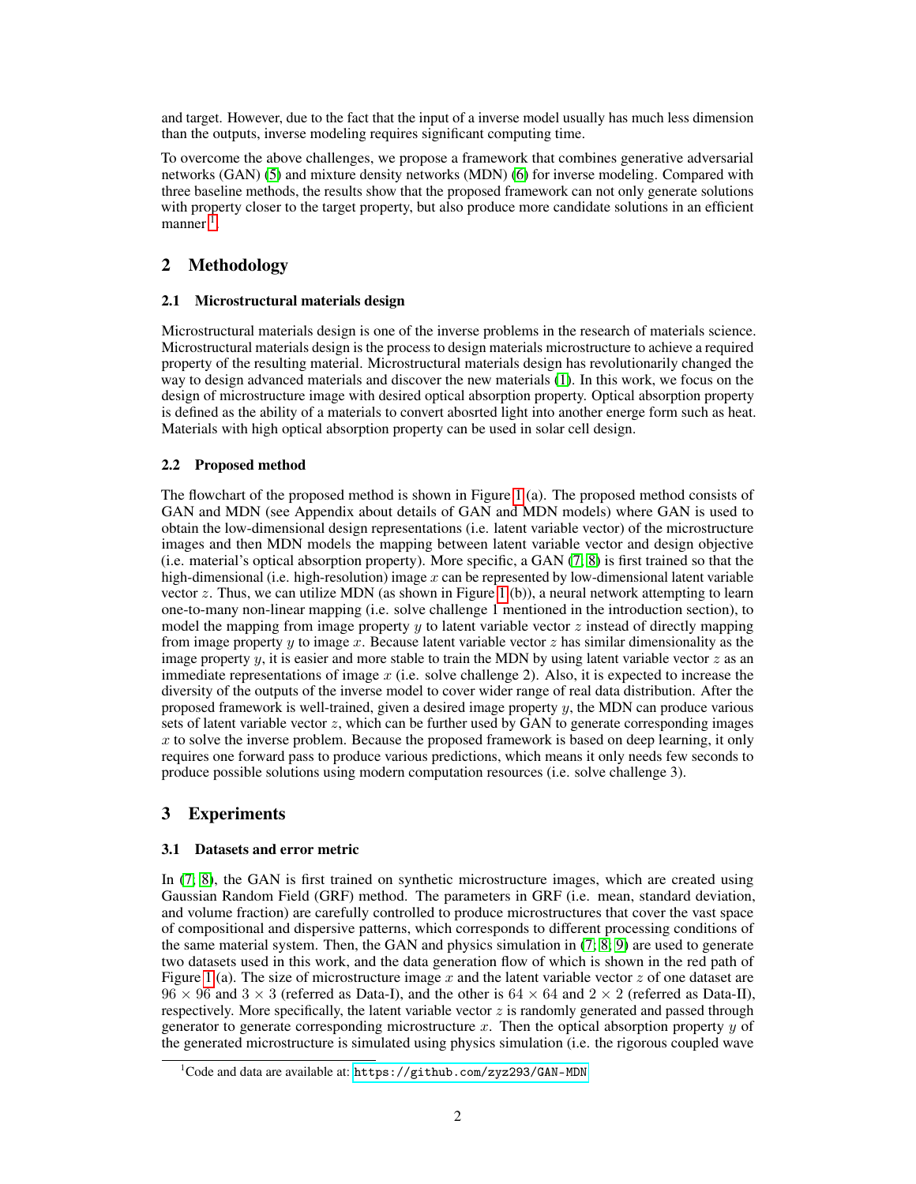and target. However, due to the fact that the input of a inverse model usually has much less dimension than the outputs, inverse modeling requires significant computing time.

To overcome the above challenges, we propose a framework that combines generative adversarial networks (GAN) (5) and mixture density networks (MDN) (6) for inverse modeling. Compared with three baseline methods, the results show that the proposed framework can not only generate solutions with property closer to the target property, but also produce more candidate solutions in an efficient manner [1].

## 2 Methodology

### 2.1 Microstructural materials design

Microstructural materials design is one of the inverse problems in the research of materials science. Microstructural materials design is the process to design materials microstructure to achieve a required property of the resulting material. Microstructural materials design has revolutionarily changed the way to design advanced materials and discover the new materials (1). In this work, we focus on the design of microstructure image with desired optical absorption property. Optical absorption property is defined as the ability of a materials to convert abosrted light into another energe form such as heat. Materials with high optical absorption property can be used in solar cell design.

### 2.2 Proposed method

The flowchart of the proposed method is shown in Figure 1 (a). The proposed method consists of GAN and MDN (see Appendix about details of GAN and MDN models) where GAN is used to obtain the low-dimensional design representations (i.e. latent variable vector) of the microstructure images and then MDN models the mapping between latent variable vector and design objective (i.e. material's optical absorption property). More specific, a GAN (7, 8) is first trained so that the high-dimensional (i.e. high-resolution) image $x$ can be represented by low-dimensional latent variable vector $z$. Thus, we can utilize MDN (as shown in Figure 1 (b)), a neural network attempting to learn one-to-many non-linear mapping (i.e. solve challenge 1 mentioned in the introduction section), to model the mapping from image property $y$ to latent variable vector $z$ instead of directly mapping from image property $y$ to image $x$. Because latent variable vector $z$ has similar dimensionality as the image property $y$, it is easier and more stable to train the MDN by using latent variable vector $z$ as an immediate representations of image $x$ (i.e. solve challenge 2). Also, it is expected to increase the diversity of the outputs of the inverse model to cover wider range of real data distribution. After the proposed framework is well-trained, given a desired image property $y$, the MDN can produce various sets of latent variable vector $z$, which can be further used by GAN to generate corresponding images $x$ to solve the inverse problem. Because the proposed framework is based on deep learning, it only requires one forward pass to produce various predictions, which means it only needs few seconds to produce possible solutions using modern computation resources (i.e. solve challenge 3).

## 3 Experiments

### 3.1 Datasets and error metric

In (7, 8), the GAN is first trained on synthetic microstructure images, which are created using Gaussian Random Field (GRF) method. The parameters in GRF (i.e. mean, standard deviation, and volume fraction) are carefully controlled to produce microstructures that cover the vast space of compositional and dispersive patterns, which corresponds to different processing conditions of the same material system. Then, the GAN and physics simulation in (7, 8, 9) are used to generate two datasets used in this work, and the data generation flow of which is shown in the red path of Figure 1 (a). The size of microstructure image $x$ and the latent variable vector $z$ of one dataset are $96 \times 96$ and $3 \times 3$ (referred as Data-I), and the other is $64 \times 64$ and $2 \times 2$ (referred as Data-II), respectively. More specifically, the latent variable vector $z$ is randomly generated and passed through generator to generate corresponding microstructure $x$. Then the optical absorption property $y$ of the generated microstructure is simulated using physics simulation (i.e. the rigorous coupled wave

[1] Code and data are available at: https://github.com/zyz293/GAN-MDN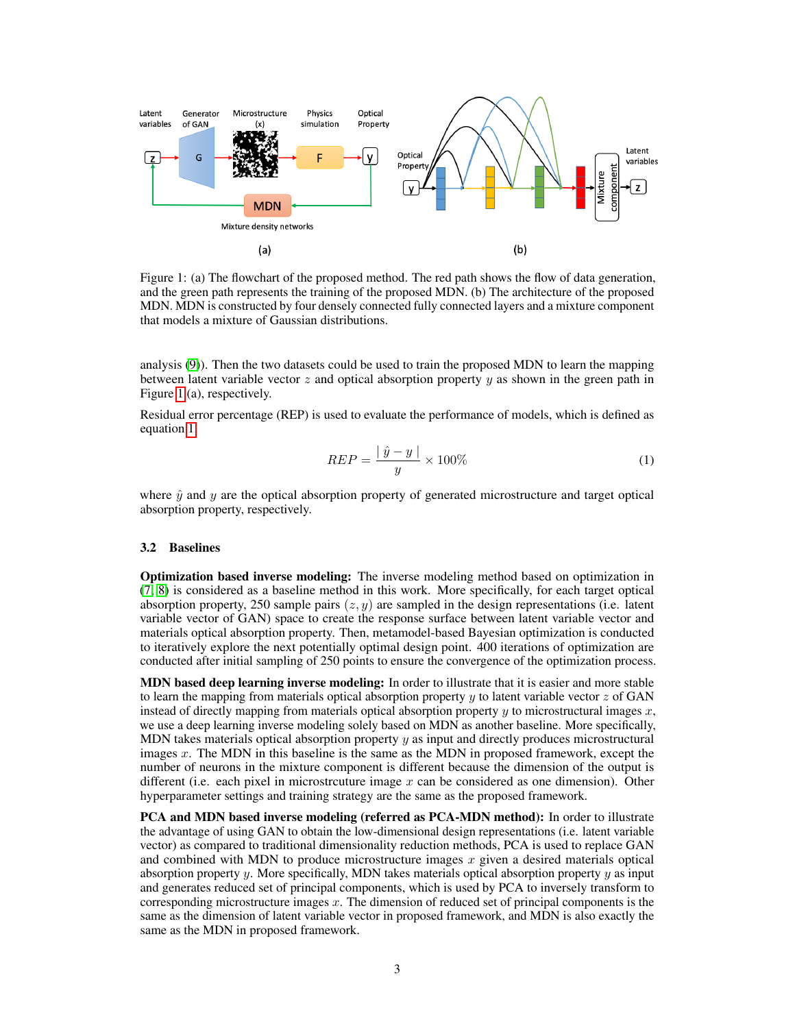Figure 1: (a) The flowchart of the proposed method. The red path shows the flow of data generation, and the green path represents the training of the proposed MDN. (b) The architecture of the proposed MDN. MDN is constructed by four densely connected fully connected layers and a mixture component that models a mixture of Gaussian distributions.

analysis (9)). Then the two datasets could be used to train the proposed MDN to learn the mapping between latent variable vector $z$ and optical absorption property $y$ as shown in the green path in Figure 1 (a), respectively.

Residual error percentage (REP) is used to evaluate the performance of models, which is defined as equation 1.

$$REP = \frac{\mid \hat{y} - y \mid}{y} \times 100\% \tag{1}$$

where $\hat{y}$ and $y$ are the optical absorption property of generated microstructure and target optical absorption property, respectively.

### 3.2 Baselines

**Optimization based inverse modeling:** The inverse modeling method based on optimization in (7, 8) is considered as a baseline method in this work. More specifically, for each target optical absorption property, 250 sample pairs $(z, y)$ are sampled in the design representations (i.e. latent variable vector of GAN) space to create the response surface between latent variable vector and materials optical absorption property. Then, metamodel-based Bayesian optimization is conducted to iteratively explore the next potentially optimal design point. 400 iterations of optimization are conducted after initial sampling of 250 points to ensure the convergence of the optimization process.

**MDN based deep learning inverse modeling:** In order to illustrate that it is easier and more stable to learn the mapping from materials optical absorption property $y$ to latent variable vector $z$ of GAN instead of directly mapping from materials optical absorption property $y$ to microstructural images $x$, we use a deep learning inverse modeling solely based on MDN as another baseline. More specifically, MDN takes materials optical absorption property $y$ as input and directly produces microstructural images $x$. The MDN in this baseline is the same as the MDN in proposed framework, except the number of neurons in the mixture component is different because the dimension of the output is different (i.e. each pixel in microstrcuture image $x$ can be considered as one dimension). Other hyperparameter settings and training strategy are the same as the proposed framework.

**PCA and MDN based inverse modeling (referred as PCA-MDN method):** In order to illustrate the advantage of using GAN to obtain the low-dimensional design representations (i.e. latent variable vector) as compared to traditional dimensionality reduction methods, PCA is used to replace GAN and combined with MDN to produce microstructure images $x$ given a desired materials optical absorption property $y$. More specifically, MDN takes materials optical absorption property $y$ as input and generates reduced set of principal components, which is used by PCA to inversely transform to corresponding microstructure images $x$. The dimension of reduced set of principal components is the same as the dimension of latent variable vector in proposed framework, and MDN is also exactly the same as the MDN in proposed framework.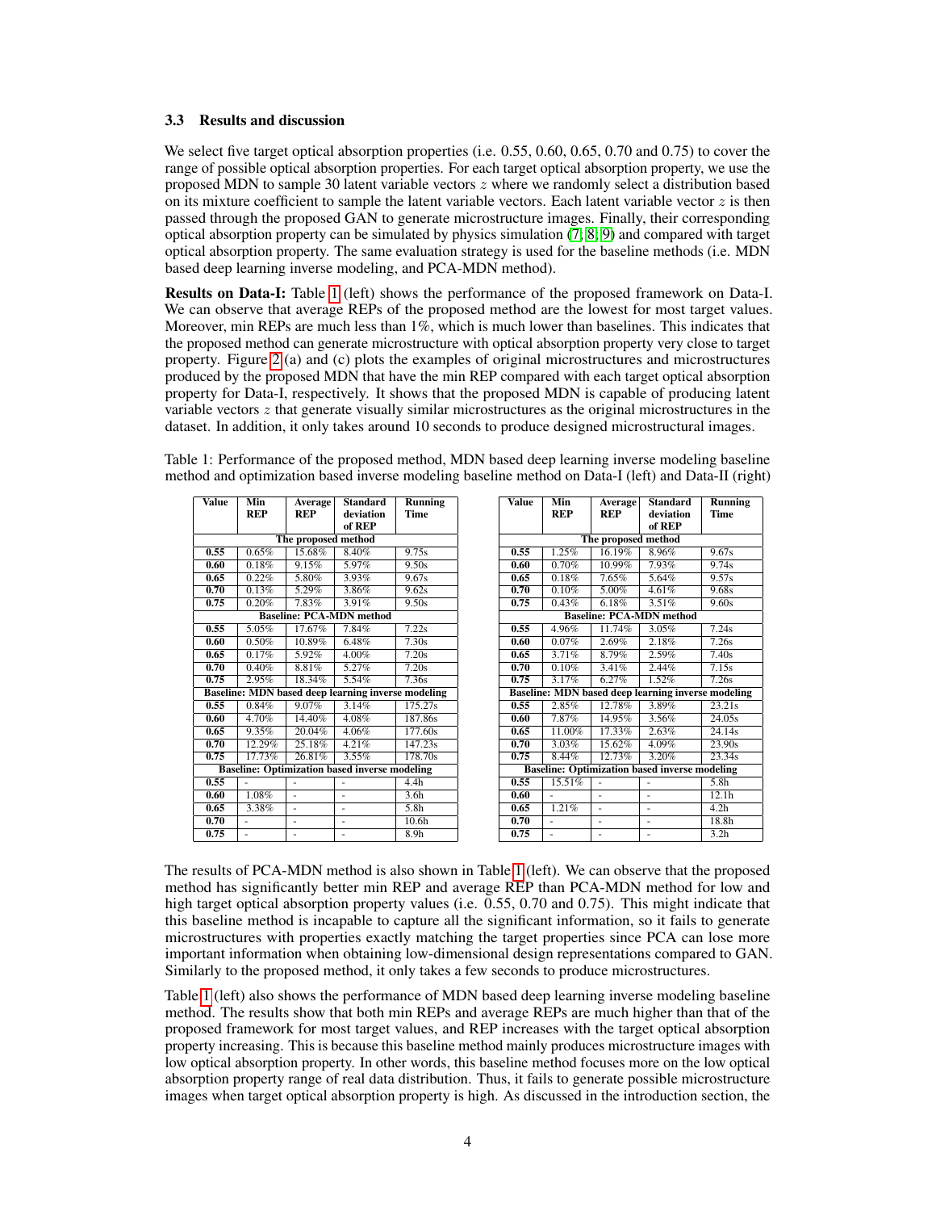### 3.3 Results and discussion

We select five target optical absorption properties (i.e. 0.55, 0.60, 0.65, 0.70 and 0.75) to cover the range of possible optical absorption properties. For each target optical absorption property, we use the proposed MDN to sample 30 latent variable vectors $z$ where we randomly select a distribution based on its mixture coefficient to sample the latent variable vectors. Each latent variable vector $z$ is then passed through the proposed GAN to generate microstructure images. Finally, their corresponding optical absorption property can be simulated by physics simulation [7, 8, 9] and compared with target optical absorption property. The same evaluation strategy is used for the baseline methods (i.e. MDN based deep learning inverse modeling, and PCA-MDN method).

**Results on Data-I:** Table 1 (left) shows the performance of the proposed framework on Data-I. We can observe that average REPs of the proposed method are the lowest for most target values. Moreover, min REPs are much less than 1%, which is much lower than baselines. This indicates that the proposed method can generate microstructure with optical absorption property very close to target property. Figure 2 (a) and (c) plots the examples of original microstructures and microstructures produced by the proposed MDN that have the min REP compared with each target optical absorption property for Data-I, respectively. It shows that the proposed MDN is capable of producing latent variable vectors $z$ that generate visually similar microstructures as the original microstructures in the dataset. In addition, it only takes around 10 seconds to produce designed microstructural images.

Table 1: Performance of the proposed method, MDN based deep learning inverse modeling baseline method and optimization based inverse modeling baseline method on Data-I (left) and Data-II (right)

**Data-I (left)**

| Value | Min REP | Average REP | Standard deviation of REP | Running Time |
|---|---|---|---|---|
| **The proposed method** | | | | |
| **0.55** | 0.65% | 15.68% | 8.40% | 9.75s |
| **0.60** | 0.18% | 9.15% | 5.97% | 9.50s |
| **0.65** | 0.22% | 5.80% | 3.93% | 9.67s |
| **0.70** | 0.13% | 5.29% | 3.86% | 9.62s |
| **0.75** | 0.20% | 7.83% | 3.91% | 9.50s |
| **Baseline: PCA-MDN method** | | | | |
| **0.55** | 5.05% | 17.67% | 7.84% | 7.22s |
| **0.60** | 0.50% | 10.89% | 6.48% | 7.30s |
| **0.65** | 0.17% | 5.92% | 4.00% | 7.20s |
| **0.70** | 0.40% | 8.81% | 5.27% | 7.20s |
| **0.75** | 2.95% | 18.34% | 5.54% | 7.36s |
| **Baseline: MDN based deep learning inverse modeling** | | | | |
| **0.55** | 0.84% | 9.07% | 3.14% | 175.27s |
| **0.60** | 4.70% | 14.40% | 4.08% | 187.86s |
| **0.65** | 9.35% | 20.04% | 4.06% | 177.60s |
| **0.70** | 12.29% | 25.18% | 4.21% | 147.23s |
| **0.75** | 17.73% | 26.81% | 3.55% | 178.70s |
| **Baseline: Optimization based inverse modeling** | | | | |
| **0.55** | - | - | - | 4.4h |
| **0.60** | 1.08% | - | - | 3.6h |
| **0.65** | 3.38% | - | - | 5.8h |
| **0.70** | - | - | - | 10.6h |
| **0.75** | - | - | - | 8.9h |

**Data-II (right)**

| Value | Min REP | Average REP | Standard deviation of REP | Running Time |
|---|---|---|---|---|
| **The proposed method** | | | | |
| **0.55** | 1.25% | 16.19% | 8.96% | 9.67s |
| **0.60** | 0.70% | 10.99% | 7.93% | 9.74s |
| **0.65** | 0.18% | 7.65% | 5.64% | 9.57s |
| **0.70** | 0.10% | 5.00% | 4.61% | 9.68s |
| **0.75** | 0.43% | 6.18% | 3.51% | 9.60s |
| **Baseline: PCA-MDN method** | | | | |
| **0.55** | 4.96% | 11.74% | 3.05% | 7.24s |
| **0.60** | 0.07% | 2.69% | 2.18% | 7.26s |
| **0.65** | 3.71% | 8.79% | 2.59% | 7.40s |
| **0.70** | 0.10% | 3.41% | 2.44% | 7.15s |
| **0.75** | 3.17% | 6.27% | 1.52% | 7.26s |
| **Baseline: MDN based deep learning inverse modeling** | | | | |
| **0.55** | 2.85% | 12.78% | 3.89% | 23.21s |
| **0.60** | 7.87% | 14.95% | 3.56% | 24.05s |
| **0.65** | 11.00% | 17.33% | 2.63% | 24.14s |
| **0.70** | 3.03% | 15.62% | 4.09% | 23.90s |
| **0.75** | 8.44% | 12.73% | 3.20% | 23.34s |
| **Baseline: Optimization based inverse modeling** | | | | |
| **0.55** | 15.51% | - | - | 5.8h |
| **0.60** | - | - | - | 12.1h |
| **0.65** | 1.21% | - | - | 4.2h |
| **0.70** | - | - | - | 18.8h |
| **0.75** | - | - | - | 3.2h |

The results of PCA-MDN method is also shown in Table 1 (left). We can observe that the proposed method has significantly better min REP and average REP than PCA-MDN method for low and high target optical absorption property values (i.e. 0.55, 0.70 and 0.75). This might indicate that this baseline method is incapable to capture all the significant information, so it fails to generate microstructures with properties exactly matching the target properties since PCA can lose more important information when obtaining low-dimensional design representations compared to GAN. Similarly to the proposed method, it only takes a few seconds to produce microstructures.

Table 1 (left) also shows the performance of MDN based deep learning inverse modeling baseline method. The results show that both min REPs and average REPs are much higher than that of the proposed framework for most target values, and REP increases with the target optical absorption property increasing. This is because this baseline method mainly produces microstructure images with low optical absorption property. In other words, this baseline method focuses more on the low optical absorption property range of real data distribution. Thus, it fails to generate possible microstructure images when target optical absorption property is high. As discussed in the introduction section, the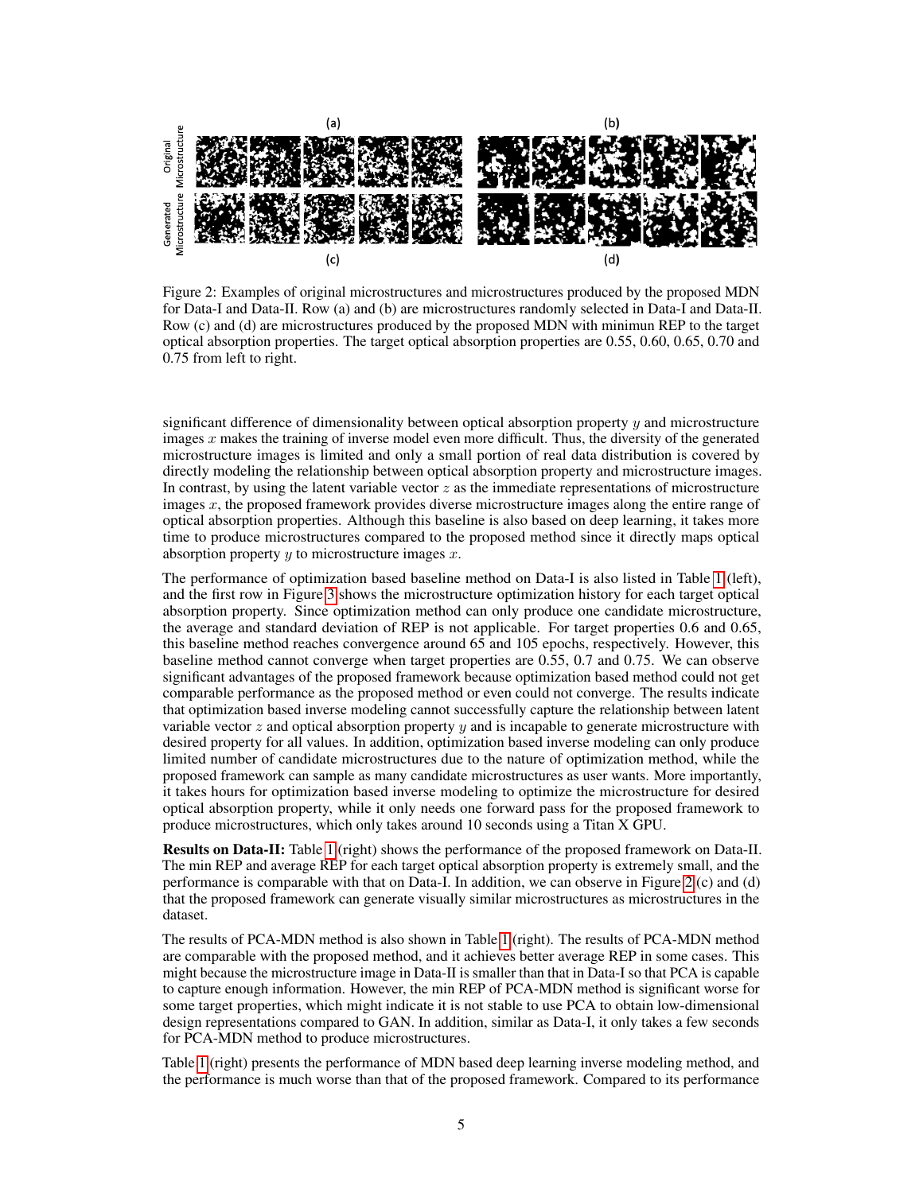Figure 2: Examples of original microstructures and microstructures produced by the proposed MDN for Data-I and Data-II. Row (a) and (b) are microstructures randomly selected in Data-I and Data-II. Row (c) and (d) are microstructures produced by the proposed MDN with minimun REP to the target optical absorption properties. The target optical absorption properties are 0.55, 0.60, 0.65, 0.70 and 0.75 from left to right.

significant difference of dimensionality between optical absorption property $y$ and microstructure images $x$ makes the training of inverse model even more difficult. Thus, the diversity of the generated microstructure images is limited and only a small portion of real data distribution is covered by directly modeling the relationship between optical absorption property and microstructure images. In contrast, by using the latent variable vector $z$ as the immediate representations of microstructure images $x$, the proposed framework provides diverse microstructure images along the entire range of optical absorption properties. Although this baseline is also based on deep learning, it takes more time to produce microstructures compared to the proposed method since it directly maps optical absorption property $y$ to microstructure images $x$.

The performance of optimization based baseline method on Data-I is also listed in Table 1 (left), and the first row in Figure 3 shows the microstructure optimization history for each target optical absorption property. Since optimization method can only produce one candidate microstructure, the average and standard deviation of REP is not applicable. For target properties 0.6 and 0.65, this baseline method reaches convergence around 65 and 105 epochs, respectively. However, this baseline method cannot converge when target properties are 0.55, 0.7 and 0.75. We can observe significant advantages of the proposed framework because optimization based method could not get comparable performance as the proposed method or even could not converge. The results indicate that optimization based inverse modeling cannot successfully capture the relationship between latent variable vector $z$ and optical absorption property $y$ and is incapable to generate microstructure with desired property for all values. In addition, optimization based inverse modeling can only produce limited number of candidate microstructures due to the nature of optimization method, while the proposed framework can sample as many candidate microstructures as user wants. More importantly, it takes hours for optimization based inverse modeling to optimize the microstructure for desired optical absorption property, while it only needs one forward pass for the proposed framework to produce microstructures, which only takes around 10 seconds using a Titan X GPU.

**Results on Data-II:** Table 1 (right) shows the performance of the proposed framework on Data-II. The min REP and average REP for each target optical absorption property is extremely small, and the performance is comparable with that on Data-I. In addition, we can observe in Figure 2 (c) and (d) that the proposed framework can generate visually similar microstructures as microstructures in the dataset.

The results of PCA-MDN method is also shown in Table 1 (right). The results of PCA-MDN method are comparable with the proposed method, and it achieves better average REP in some cases. This might because the microstructure image in Data-II is smaller than that in Data-I so that PCA is capable to capture enough information. However, the min REP of PCA-MDN method is significant worse for some target properties, which might indicate it is not stable to use PCA to obtain low-dimensional design representations compared to GAN. In addition, similar as Data-I, it only takes a few seconds for PCA-MDN method to produce microstructures.

Table 1 (right) presents the performance of MDN based deep learning inverse modeling method, and the performance is much worse than that of the proposed framework. Compared to its performance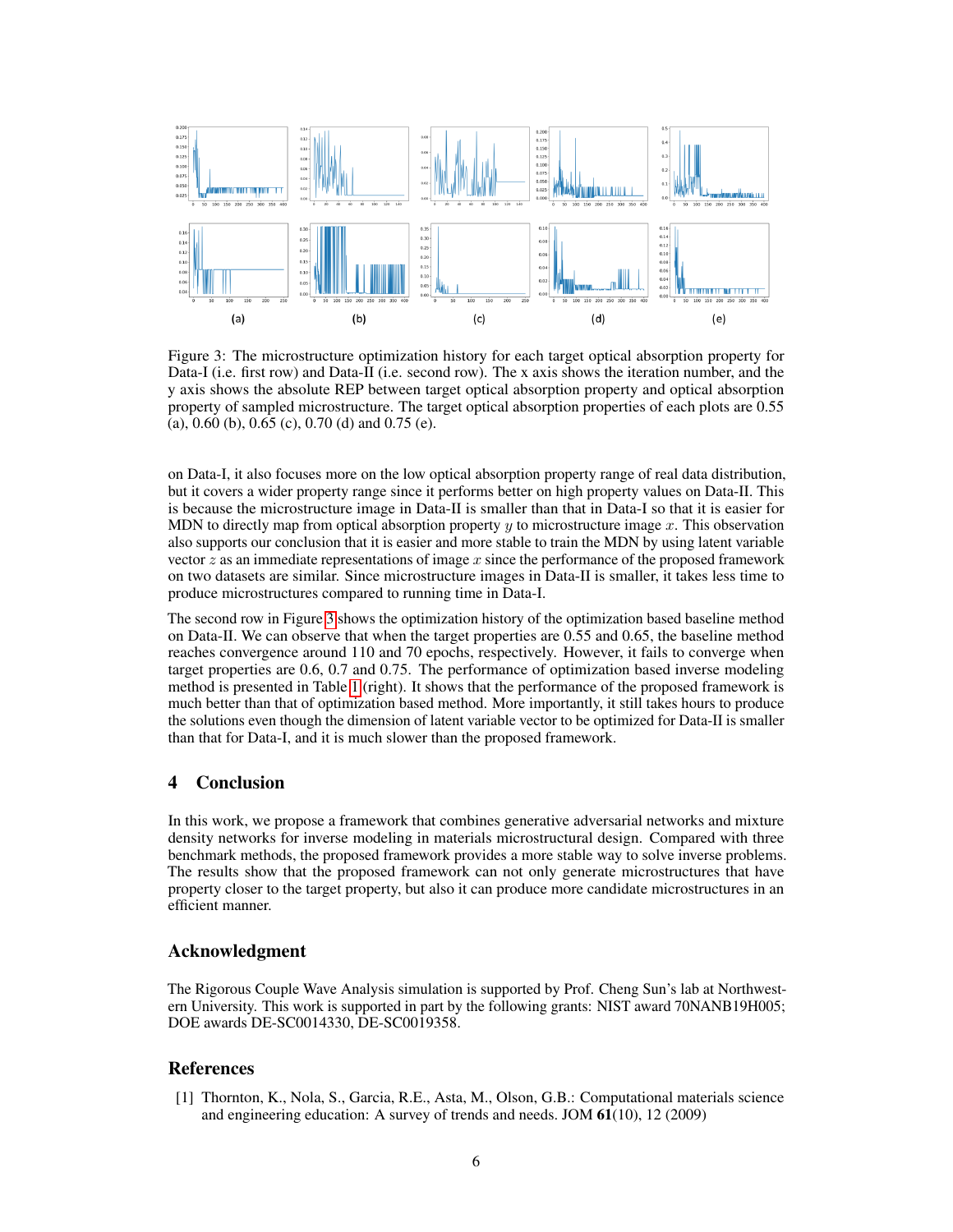Figure 3: The microstructure optimization history for each target optical absorption property for Data-I (i.e. first row) and Data-II (i.e. second row). The x axis shows the iteration number, and the y axis shows the absolute REP between target optical absorption property and optical absorption property of sampled microstructure. The target optical absorption properties of each plots are 0.55 (a), 0.60 (b), 0.65 (c), 0.70 (d) and 0.75 (e).

on Data-I, it also focuses more on the low optical absorption property range of real data distribution, but it covers a wider property range since it performs better on high property values on Data-II. This is because the microstructure image in Data-II is smaller than that in Data-I so that it is easier for MDN to directly map from optical absorption property $y$ to microstructure image $x$. This observation also supports our conclusion that it is easier and more stable to train the MDN by using latent variable vector $z$ as an immediate representations of image $x$ since the performance of the proposed framework on two datasets are similar. Since microstructure images in Data-II is smaller, it takes less time to produce microstructures compared to running time in Data-I.

The second row in Figure 3 shows the optimization history of the optimization based baseline method on Data-II. We can observe that when the target properties are 0.55 and 0.65, the baseline method reaches convergence around 110 and 70 epochs, respectively. However, it fails to converge when target properties are 0.6, 0.7 and 0.75. The performance of optimization based inverse modeling method is presented in Table 1 (right). It shows that the performance of the proposed framework is much better than that of optimization based method. More importantly, it still takes hours to produce the solutions even though the dimension of latent variable vector to be optimized for Data-II is smaller than that for Data-I, and it is much slower than the proposed framework.

## 4 Conclusion

In this work, we propose a framework that combines generative adversarial networks and mixture density networks for inverse modeling in materials microstructural design. Compared with three benchmark methods, the proposed framework provides a more stable way to solve inverse problems. The results show that the proposed framework can not only generate microstructures that have property closer to the target property, but also it can produce more candidate microstructures in an efficient manner.

## Acknowledgment

The Rigorous Couple Wave Analysis simulation is supported by Prof. Cheng Sun's lab at Northwestern University. This work is supported in part by the following grants: NIST award 70NANB19H005; DOE awards DE-SC0014330, DE-SC0019358.

## References

[1] Thornton, K., Nola, S., Garcia, R.E., Asta, M., Olson, G.B.: Computational materials science and engineering education: A survey of trends and needs. JOM **61**(10), 12 (2009)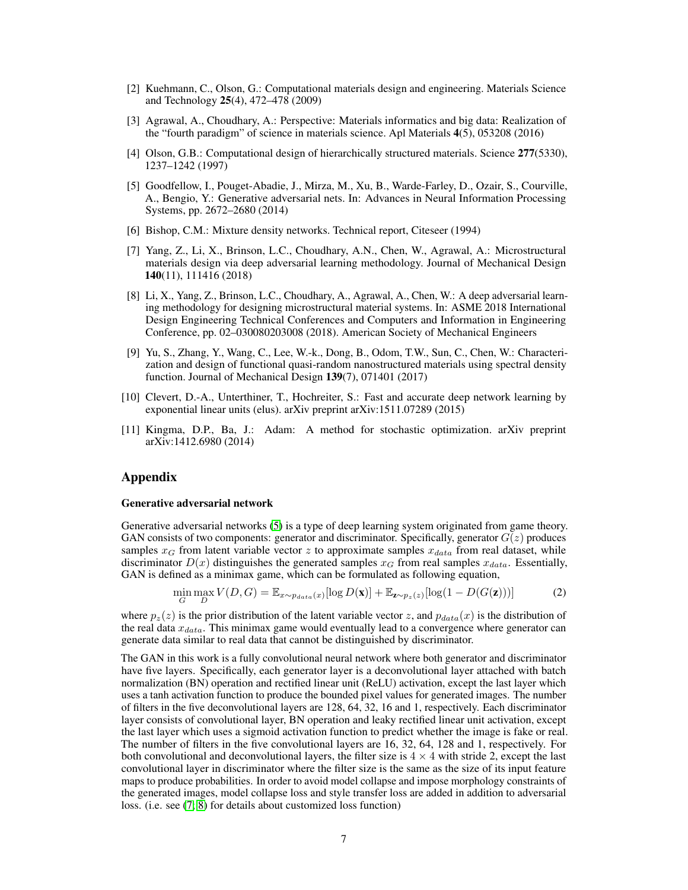[2] Kuehmann, C., Olson, G.: Computational materials design and engineering. Materials Science and Technology **25**(4), 472–478 (2009)

[3] Agrawal, A., Choudhary, A.: Perspective: Materials informatics and big data: Realization of the "fourth paradigm" of science in materials science. Apl Materials **4**(5), 053208 (2016)

[4] Olson, G.B.: Computational design of hierarchically structured materials. Science **277**(5330), 1237–1242 (1997)

[5] Goodfellow, I., Pouget-Abadie, J., Mirza, M., Xu, B., Warde-Farley, D., Ozair, S., Courville, A., Bengio, Y.: Generative adversarial nets. In: Advances in Neural Information Processing Systems, pp. 2672–2680 (2014)

[6] Bishop, C.M.: Mixture density networks. Technical report, Citeseer (1994)

[7] Yang, Z., Li, X., Brinson, L.C., Choudhary, A.N., Chen, W., Agrawal, A.: Microstructural materials design via deep adversarial learning methodology. Journal of Mechanical Design **140**(11), 111416 (2018)

[8] Li, X., Yang, Z., Brinson, L.C., Choudhary, A., Agrawal, A., Chen, W.: A deep adversarial learning methodology for designing microstructural material systems. In: ASME 2018 International Design Engineering Technical Conferences and Computers and Information in Engineering Conference, pp. 02–030080203008 (2018). American Society of Mechanical Engineers

[9] Yu, S., Zhang, Y., Wang, C., Lee, W.-k., Dong, B., Odom, T.W., Sun, C., Chen, W.: Characterization and design of functional quasi-random nanostructured materials using spectral density function. Journal of Mechanical Design **139**(7), 071401 (2017)

[10] Clevert, D.-A., Unterthiner, T., Hochreiter, S.: Fast and accurate deep network learning by exponential linear units (elus). arXiv preprint arXiv:1511.07289 (2015)

[11] Kingma, D.P., Ba, J.: Adam: A method for stochastic optimization. arXiv preprint arXiv:1412.6980 (2014)

# Appendix

### Generative adversarial network

Generative adversarial networks [5] is a type of deep learning system originated from game theory. GAN consists of two components: generator and discriminator. Specifically, generator $G(z)$ produces samples $x_G$ from latent variable vector $z$ to approximate samples $x_{data}$ from real dataset, while discriminator $D(x)$ distinguishes the generated samples $x_G$ from real samples $x_{data}$. Essentially, GAN is defined as a minimax game, which can be formulated as following equation,

$$\min_G \max_D V(D, G) = \mathbb{E}_{x \sim p_{data}(x)}[\log D(\mathbf{x})] + \mathbb{E}_{\mathbf{z} \sim p_z(z)}[\log(1 - D(G(\mathbf{z})))] \tag{2}$$

where $p_z(z)$ is the prior distribution of the latent variable vector $z$, and $p_{data}(x)$ is the distribution of the real data $x_{data}$. This minimax game would eventually lead to a convergence where generator can generate data similar to real data that cannot be distinguished by discriminator.

The GAN in this work is a fully convolutional neural network where both generator and discriminator have five layers. Specifically, each generator layer is a deconvolutional layer attached with batch normalization (BN) operation and rectified linear unit (ReLU) activation, except the last layer which uses a tanh activation function to produce the bounded pixel values for generated images. The number of filters in the five deconvolutional layers are 128, 64, 32, 16 and 1, respectively. Each discriminator layer consists of convolutional layer, BN operation and leaky rectified linear unit activation, except the last layer which uses a sigmoid activation function to predict whether the image is fake or real. The number of filters in the five convolutional layers are 16, 32, 64, 128 and 1, respectively. For both convolutional and deconvolutional layers, the filter size is $4 \times 4$ with stride 2, except the last convolutional layer in discriminator where the filter size is the same as the size of its input feature maps to produce probabilities. In order to avoid model collapse and impose morphology constraints of the generated images, model collapse loss and style transfer loss are added in addition to adversarial loss. (i.e. see [7, 8] for details about customized loss function)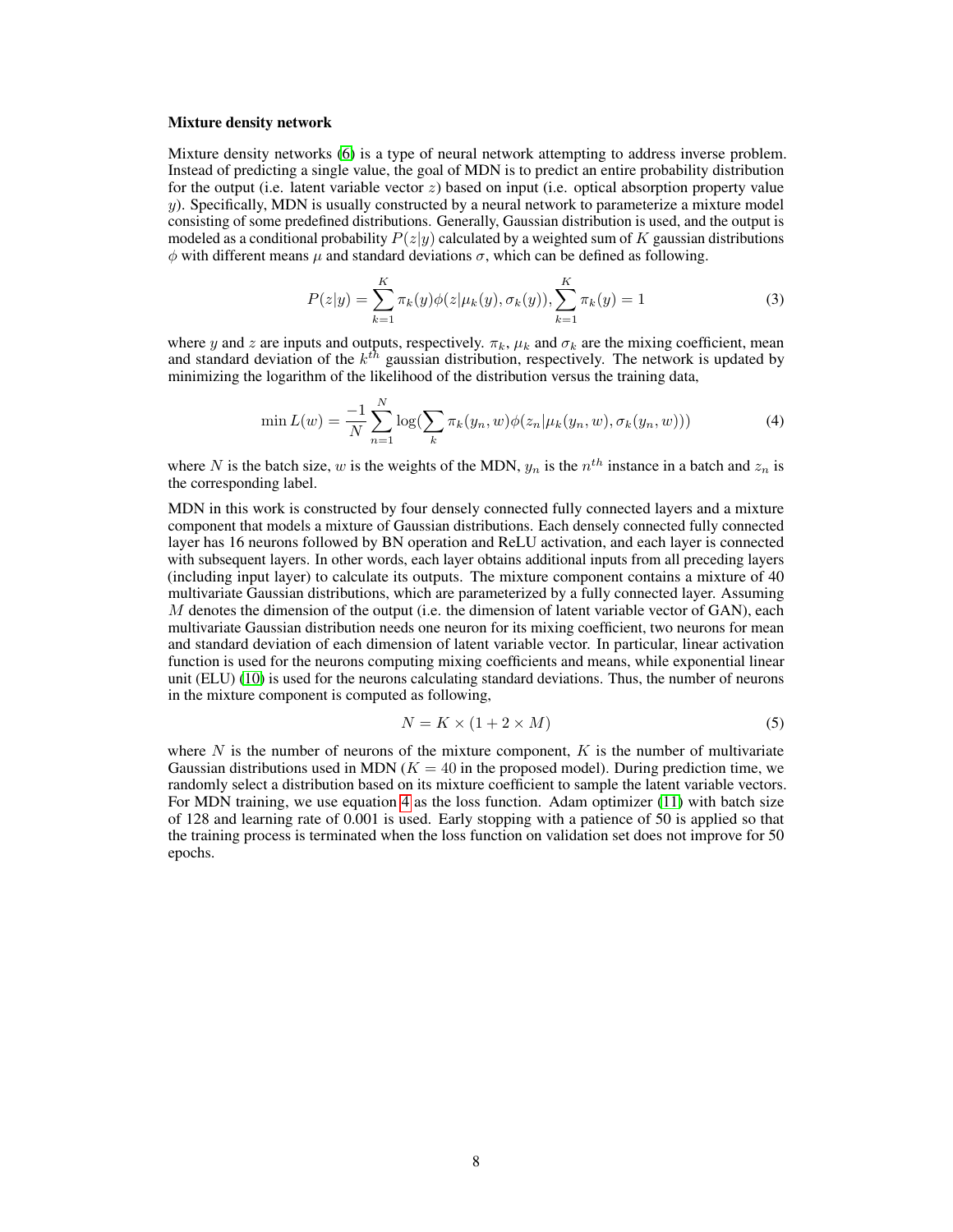**Mixture density network**

Mixture density networks (6) is a type of neural network attempting to address inverse problem. Instead of predicting a single value, the goal of MDN is to predict an entire probability distribution for the output (i.e. latent variable vector $z$) based on input (i.e. optical absorption property value $y$). Specifically, MDN is usually constructed by a neural network to parameterize a mixture model consisting of some predefined distributions. Generally, Gaussian distribution is used, and the output is modeled as a conditional probability $P(z|y)$ calculated by a weighted sum of $K$ gaussian distributions $\phi$ with different means $\mu$ and standard deviations $\sigma$, which can be defined as following.

$$P(z|y) = \sum_{k=1}^{K} \pi_k(y)\phi(z|\mu_k(y), \sigma_k(y)), \sum_{k=1}^{K} \pi_k(y) = 1 \tag{3}$$

where $y$ and $z$ are inputs and outputs, respectively. $\pi_k$, $\mu_k$ and $\sigma_k$ are the mixing coefficient, mean and standard deviation of the $k^{th}$ gaussian distribution, respectively. The network is updated by minimizing the logarithm of the likelihood of the distribution versus the training data,

$$\min L(w) = \frac{-1}{N} \sum_{n=1}^{N} \log(\sum_{k} \pi_k(y_n, w)\phi(z_n|\mu_k(y_n, w), \sigma_k(y_n, w))) \tag{4}$$

where $N$ is the batch size, $w$ is the weights of the MDN, $y_n$ is the $n^{th}$ instance in a batch and $z_n$ is the corresponding label.

MDN in this work is constructed by four densely connected fully connected layers and a mixture component that models a mixture of Gaussian distributions. Each densely connected fully connected layer has 16 neurons followed by BN operation and ReLU activation, and each layer is connected with subsequent layers. In other words, each layer obtains additional inputs from all preceding layers (including input layer) to calculate its outputs. The mixture component contains a mixture of 40 multivariate Gaussian distributions, which are parameterized by a fully connected layer. Assuming $M$ denotes the dimension of the output (i.e. the dimension of latent variable vector of GAN), each multivariate Gaussian distribution needs one neuron for its mixing coefficient, two neurons for mean and standard deviation of each dimension of latent variable vector. In particular, linear activation function is used for the neurons computing mixing coefficients and means, while exponential linear unit (ELU) (10) is used for the neurons calculating standard deviations. Thus, the number of neurons in the mixture component is computed as following,

$$N = K \times (1 + 2 \times M) \tag{5}$$

where $N$ is the number of neurons of the mixture component, $K$ is the number of multivariate Gaussian distributions used in MDN ($K = 40$ in the proposed model). During prediction time, we randomly select a distribution based on its mixture coefficient to sample the latent variable vectors. For MDN training, we use equation 4 as the loss function. Adam optimizer (11) with batch size of 128 and learning rate of 0.001 is used. Early stopping with a patience of 50 is applied so that the training process is terminated when the loss function on validation set does not improve for 50 epochs.